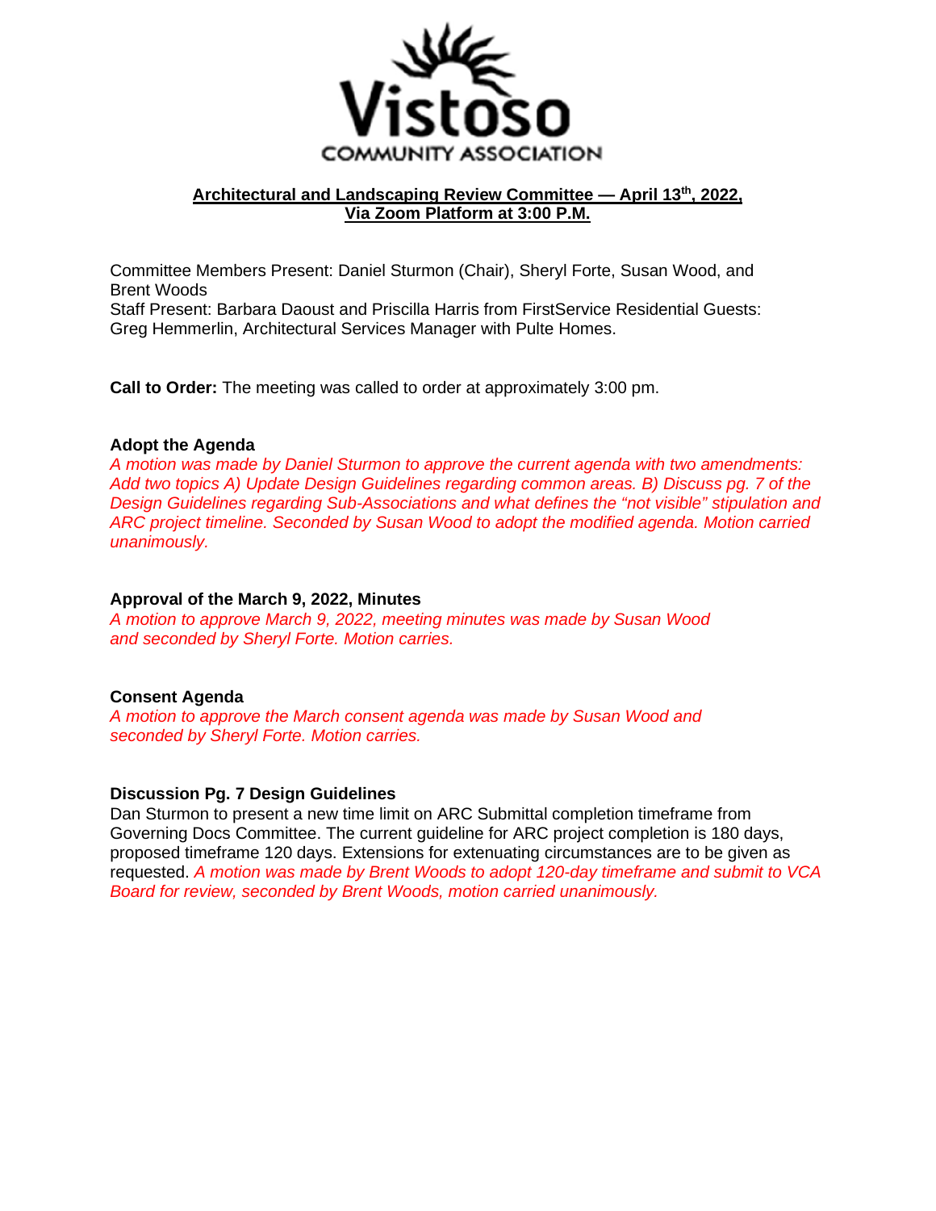Vistoso

COMMUNITY ASSOCIATION

**Architectural and Landscaping Review Committee — April 13th, 2022, Via Zoom Platform at 3:00 P.M.**

Committee Members Present: Daniel Sturmon (Chair), Sheryl Forte, Susan Wood, and Brent Woods
Staff Present: Barbara Daoust and Priscilla Harris from FirstService Residential Guests: Greg Hemmerlin, Architectural Services Manager with Pulte Homes.

**Call to Order:** The meeting was called to order at approximately 3:00 pm.

**Adopt the Agenda**

*A motion was made by Daniel Sturmon to approve the current agenda with two amendments: Add two topics A) Update Design Guidelines regarding common areas. B) Discuss pg. 7 of the Design Guidelines regarding Sub-Associations and what defines the "not visible" stipulation and ARC project timeline. Seconded by Susan Wood to adopt the modified agenda. Motion carried unanimously.*

**Approval of the March 9, 2022, Minutes**

*A motion to approve March 9, 2022, meeting minutes was made by Susan Wood and seconded by Sheryl Forte. Motion carries.*

**Consent Agenda**

*A motion to approve the March consent agenda was made by Susan Wood and seconded by Sheryl Forte. Motion carries.*

**Discussion Pg. 7 Design Guidelines**

Dan Sturmon to present a new time limit on ARC Submittal completion timeframe from Governing Docs Committee. The current guideline for ARC project completion is 180 days, proposed timeframe 120 days. Extensions for extenuating circumstances are to be given as requested. *A motion was made by Brent Woods to adopt 120-day timeframe and submit to VCA Board for review, seconded by Brent Woods, motion carried unanimously.*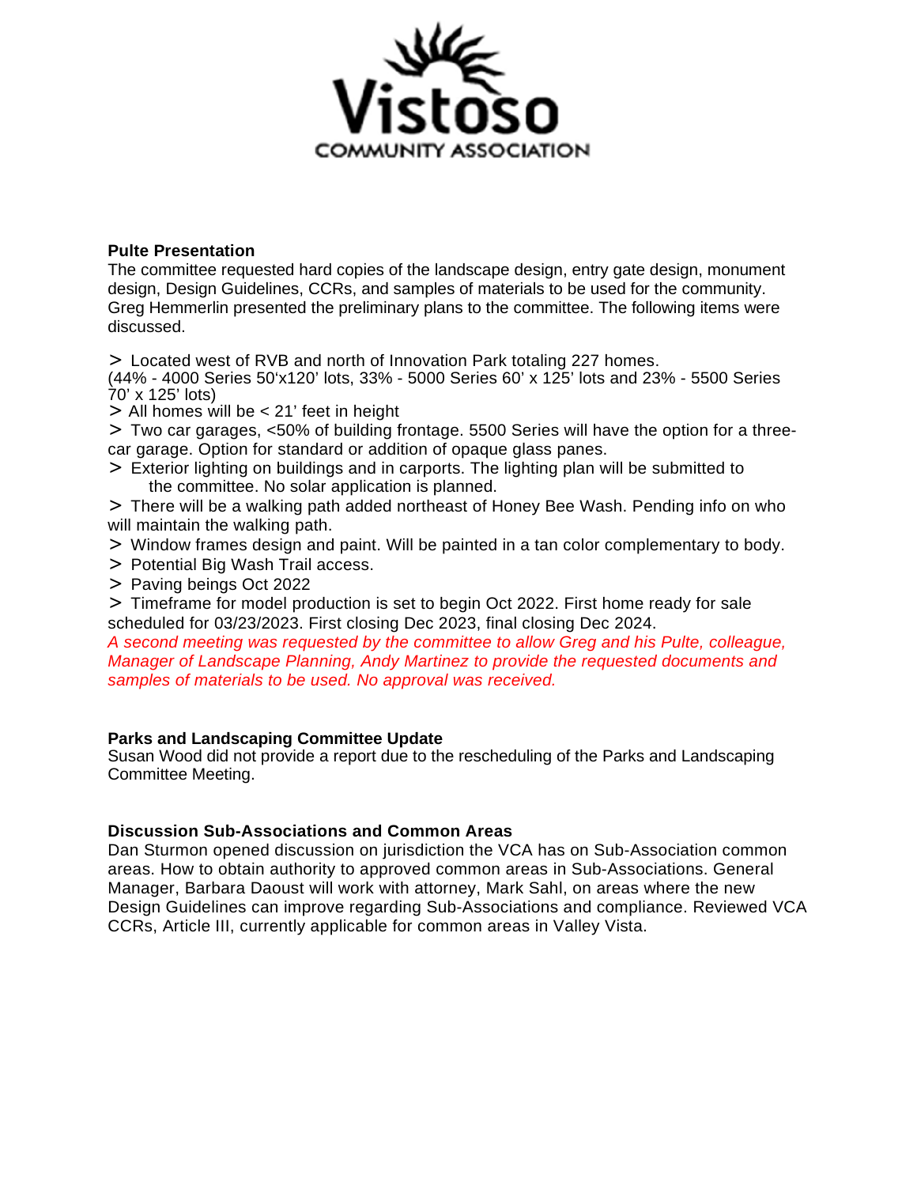**Pulte Presentation**

The committee requested hard copies of the landscape design, entry gate design, monument design, Design Guidelines, CCRs, and samples of materials to be used for the community. Greg Hemmerlin presented the preliminary plans to the committee. The following items were discussed.

> Located west of RVB and north of Innovation Park totaling 227 homes.
(44% - 4000 Series 50'x120' lots, 33% - 5000 Series 60' x 125' lots and 23% - 5500 Series 70' x 125' lots)

> All homes will be < 21' feet in height

> Two car garages, <50% of building frontage. 5500 Series will have the option for a three-car garage. Option for standard or addition of opaque glass panes.

> Exterior lighting on buildings and in carports. The lighting plan will be submitted to the committee. No solar application is planned.

> There will be a walking path added northeast of Honey Bee Wash. Pending info on who will maintain the walking path.

> Window frames design and paint. Will be painted in a tan color complementary to body.

> Potential Big Wash Trail access.

> Paving beings Oct 2022

> Timeframe for model production is set to begin Oct 2022. First home ready for sale scheduled for 03/23/2023. First closing Dec 2023, final closing Dec 2024.

*A second meeting was requested by the committee to allow Greg and his Pulte, colleague, Manager of Landscape Planning, Andy Martinez to provide the requested documents and samples of materials to be used. No approval was received.*

**Parks and Landscaping Committee Update**

Susan Wood did not provide a report due to the rescheduling of the Parks and Landscaping Committee Meeting.

**Discussion Sub-Associations and Common Areas**

Dan Sturmon opened discussion on jurisdiction the VCA has on Sub-Association common areas. How to obtain authority to approved common areas in Sub-Associations. General Manager, Barbara Daoust will work with attorney, Mark Sahl, on areas where the new Design Guidelines can improve regarding Sub-Associations and compliance. Reviewed VCA CCRs, Article III, currently applicable for common areas in Valley Vista.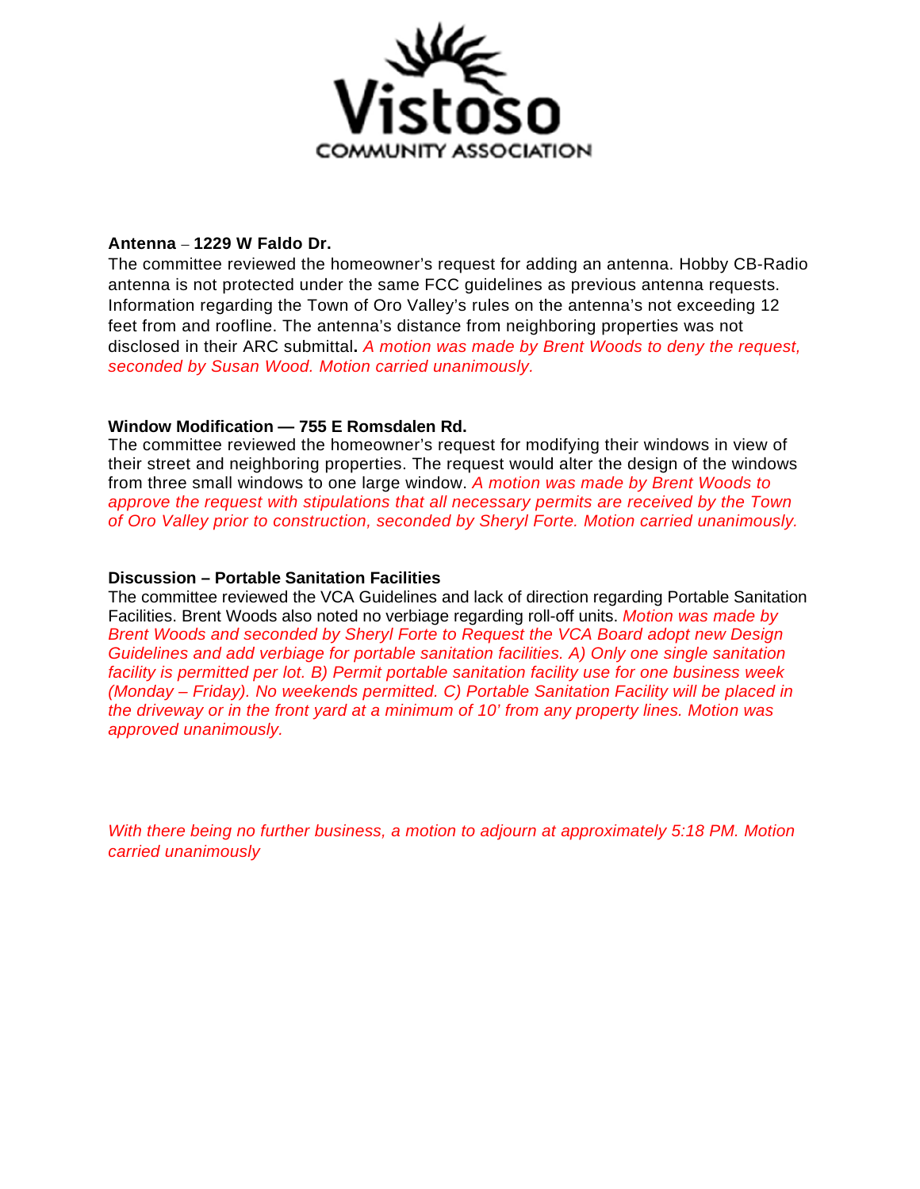**Antenna – 1229 W Faldo Dr.**
The committee reviewed the homeowner's request for adding an antenna. Hobby CB-Radio antenna is not protected under the same FCC guidelines as previous antenna requests. Information regarding the Town of Oro Valley's rules on the antenna's not exceeding 12 feet from and roofline. The antenna's distance from neighboring properties was not disclosed in their ARC submittal**.** *A motion was made by Brent Woods to deny the request, seconded by Susan Wood. Motion carried unanimously.*

**Window Modification — 755 E Romsdalen Rd.**
The committee reviewed the homeowner's request for modifying their windows in view of their street and neighboring properties. The request would alter the design of the windows from three small windows to one large window. *A motion was made by Brent Woods to approve the request with stipulations that all necessary permits are received by the Town of Oro Valley prior to construction, seconded by Sheryl Forte. Motion carried unanimously.*

**Discussion – Portable Sanitation Facilities**
The committee reviewed the VCA Guidelines and lack of direction regarding Portable Sanitation Facilities. Brent Woods also noted no verbiage regarding roll-off units. *Motion was made by Brent Woods and seconded by Sheryl Forte to Request the VCA Board adopt new Design Guidelines and add verbiage for portable sanitation facilities. A) Only one single sanitation facility is permitted per lot. B) Permit portable sanitation facility use for one business week (Monday – Friday). No weekends permitted. C) Portable Sanitation Facility will be placed in the driveway or in the front yard at a minimum of 10' from any property lines. Motion was approved unanimously.*

*With there being no further business, a motion to adjourn at approximately 5:18 PM. Motion carried unanimously*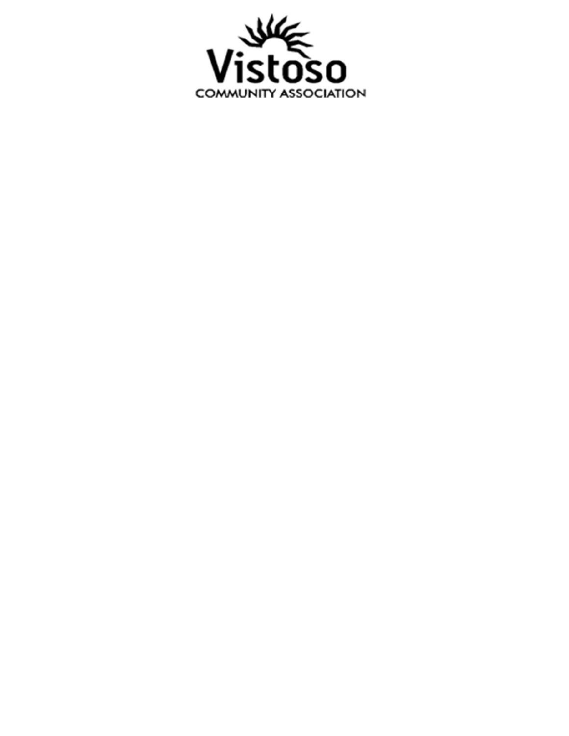Vistoso

COMMUNITY ASSOCIATION